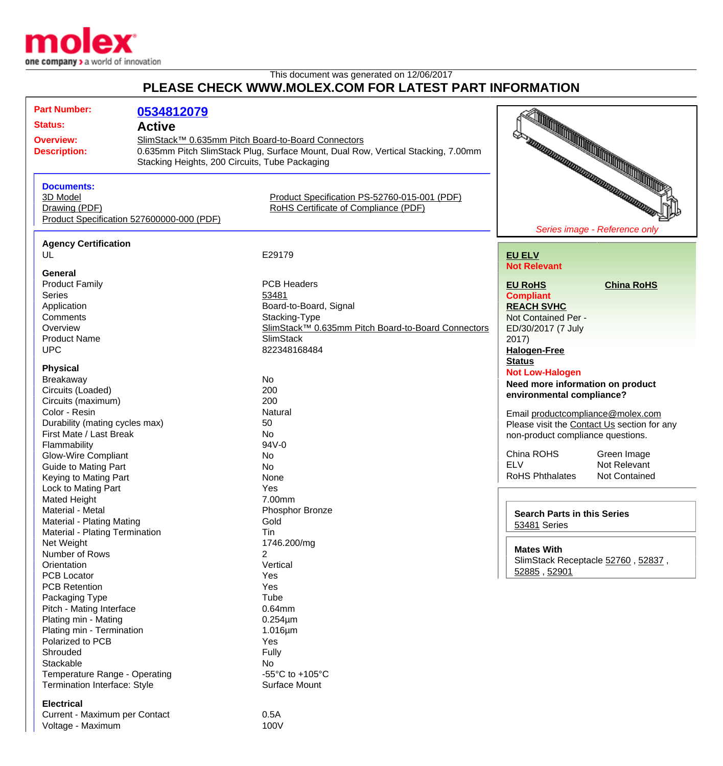molex
one company > a world of innovation

This document was generated on 12/06/2017

# PLEASE CHECK WWW.MOLEX.COM FOR LATEST PART INFORMATION

**Part Number:** 0534812079

**Status:** Active

**Overview:** SlimStack™ 0.635mm Pitch Board-to-Board Connectors

**Description:** 0.635mm Pitch SlimStack Plug, Surface Mount, Dual Row, Vertical Stacking, 7.00mm Stacking Heights, 200 Circuits, Tube Packaging

**Documents:**
- 3D Model
- Drawing (PDF)
- Product Specification 527600000-000 (PDF)
- Product Specification PS-52760-015-001 (PDF)
- RoHS Certificate of Compliance (PDF)

*Series image - Reference only*

**Agency Certification**

| | |
|---|---|
| UL | E29179 |

**General**

| | |
|---|---|
| Product Family | PCB Headers |
| Series | 53481 |
| Application | Board-to-Board, Signal |
| Comments | Stacking-Type |
| Overview | SlimStack™ 0.635mm Pitch Board-to-Board Connectors |
| Product Name | SlimStack |
| UPC | 822348168484 |

**Physical**

| | |
|---|---|
| Breakaway | No |
| Circuits (Loaded) | 200 |
| Circuits (maximum) | 200 |
| Color - Resin | Natural |
| Durability (mating cycles max) | 50 |
| First Mate / Last Break | No |
| Flammability | 94V-0 |
| Glow-Wire Compliant | No |
| Guide to Mating Part | No |
| Keying to Mating Part | None |
| Lock to Mating Part | Yes |
| Mated Height | 7.00mm |
| Material - Metal | Phosphor Bronze |
| Material - Plating Mating | Gold |
| Material - Plating Termination | Tin |
| Net Weight | 1746.200/mg |
| Number of Rows | 2 |
| Orientation | Vertical |
| PCB Locator | Yes |
| PCB Retention | Yes |
| Packaging Type | Tube |
| Pitch - Mating Interface | 0.64mm |
| Plating min - Mating | 0.254µm |
| Plating min - Termination | 1.016µm |
| Polarized to PCB | Yes |
| Shrouded | Fully |
| Stackable | No |
| Temperature Range - Operating | -55°C to +105°C |
| Termination Interface: Style | Surface Mount |

**Electrical**

| | |
|---|---|
| Current - Maximum per Contact | 0.5A |
| Voltage - Maximum | 100V |

**EU ELV**
Not Relevant

**EU RoHS**
Compliant

**China RoHS**

**REACH SVHC**
Not Contained Per - ED/30/2017 (7 July 2017)

**Halogen-Free Status**
Not Low-Halogen

**Need more information on product environmental compliance?**

Email productcompliance@molex.com
Please visit the Contact Us section for any non-product compliance questions.

| | |
|---|---|
| China ROHS | Green Image |
| ELV | Not Relevant |
| RoHS Phthalates | Not Contained |

**Search Parts in this Series**
53481 Series

**Mates With**
SlimStack Receptacle 52760 , 52837 , 52885 , 52901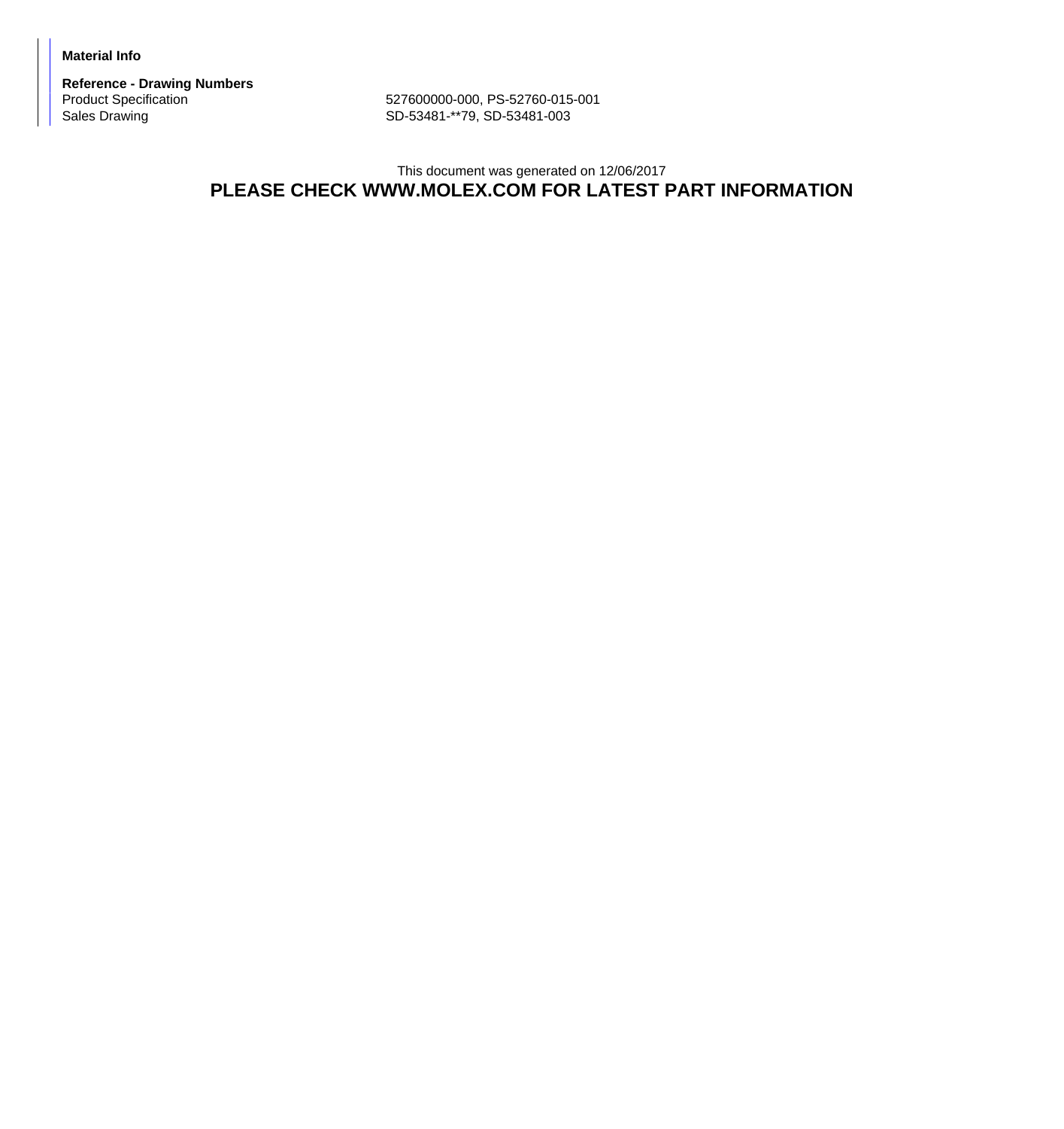**Material Info**

**Reference - Drawing Numbers**

| | |
|---|---|
| Product Specification | 527600000-000, PS-52760-015-001 |
| Sales Drawing | SD-53481-**79, SD-53481-003 |

This document was generated on 12/06/2017

**PLEASE CHECK WWW.MOLEX.COM FOR LATEST PART INFORMATION**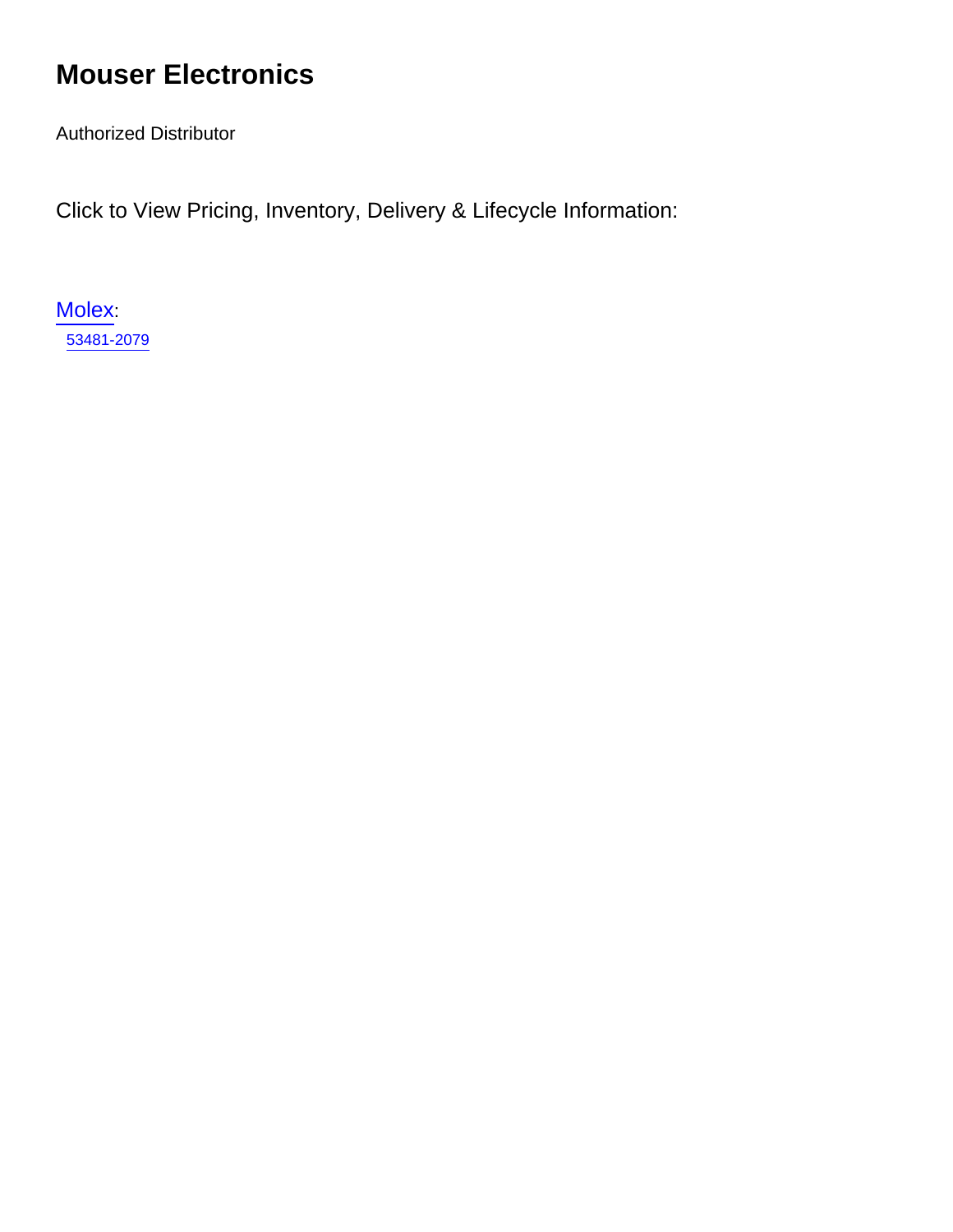# Mouser Electronics

Authorized Distributor

Click to View Pricing, Inventory, Delivery & Lifecycle Information:

Molex:

53481-2079